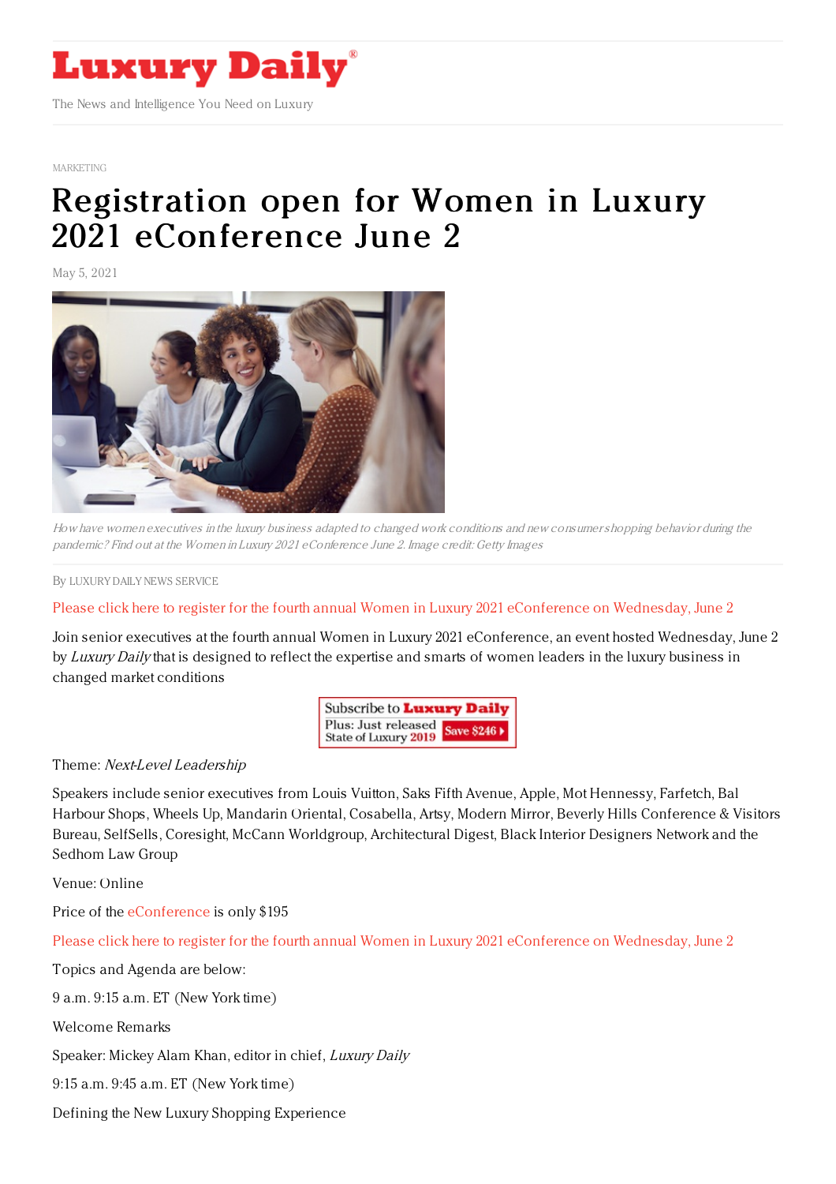# Luxury Daily

The News and Intelligence You Need on Luxury

MARKETING

# Registration open for Women in Luxury 2021 eConference June 2

May 5, 2021

*How have women executives in the luxury business adapted to changed work conditions and new consumer shopping behavior during the pandemic? Find out at the Women in Luxury 2021 eConference June 2. Image credit: Getty Images*

By LUXURY DAILY NEWS SERVICE

Please click here to register for the fourth annual Women in Luxury 2021 eConference on Wednesday, June 2

Join senior executives at the fourth annual Women in Luxury 2021 eConference, an event hosted Wednesday, June 2 by *Luxury Daily* that is designed to reflect the expertise and smarts of women leaders in the luxury business in changed market conditions

Theme: *Next-Level Leadership*

Speakers include senior executives from Louis Vuitton, Saks Fifth Avenue, Apple, Mot Hennessy, Farfetch, Bal Harbour Shops, Wheels Up, Mandarin Oriental, Cosabella, Artsy, Modern Mirror, Beverly Hills Conference & Visitors Bureau, SelfSells, Coresight, McCann Worldgroup, Architectural Digest, Black Interior Designers Network and the Sedhom Law Group

Venue: Online

Price of the eConference is only $195

Please click here to register for the fourth annual Women in Luxury 2021 eConference on Wednesday, June 2

Topics and Agenda are below:

9 a.m. 9:15 a.m. ET (New York time)

Welcome Remarks

Speaker: Mickey Alam Khan, editor in chief, *Luxury Daily*

9:15 a.m. 9:45 a.m. ET (New York time)

Defining the New Luxury Shopping Experience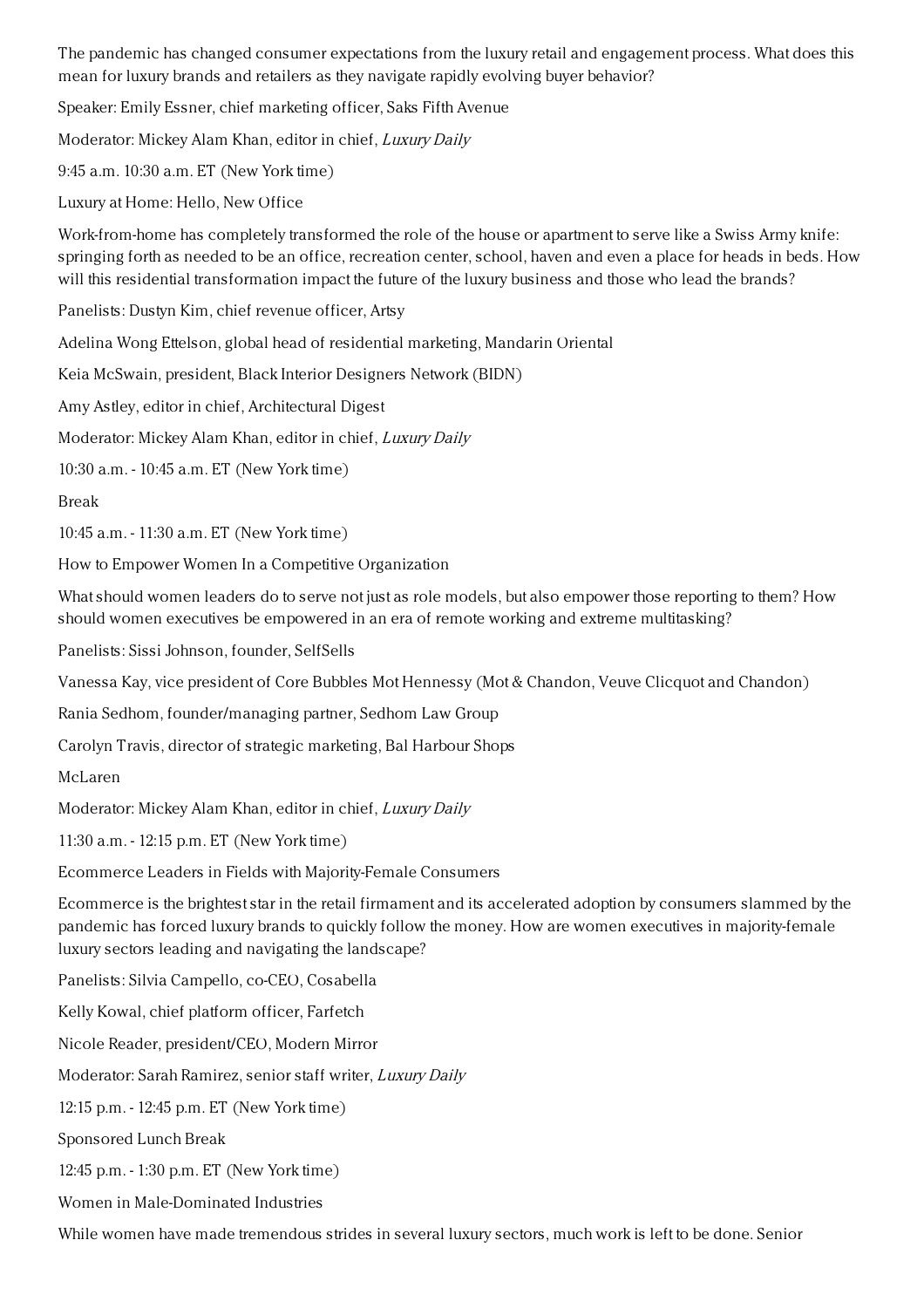The pandemic has changed consumer expectations from the luxury retail and engagement process. What does this mean for luxury brands and retailers as they navigate rapidly evolving buyer behavior?

Speaker: Emily Essner, chief marketing officer, Saks Fifth Avenue

Moderator: Mickey Alam Khan, editor in chief, *Luxury Daily*

9:45 a.m. 10:30 a.m. ET (New York time)

Luxury at Home: Hello, New Office

Work-from-home has completely transformed the role of the house or apartment to serve like a Swiss Army knife: springing forth as needed to be an office, recreation center, school, haven and even a place for heads in beds. How will this residential transformation impact the future of the luxury business and those who lead the brands?

Panelists: Dustyn Kim, chief revenue officer, Artsy

Adelina Wong Ettelson, global head of residential marketing, Mandarin Oriental

Keia McSwain, president, Black Interior Designers Network (BIDN)

Amy Astley, editor in chief, Architectural Digest

Moderator: Mickey Alam Khan, editor in chief, *Luxury Daily*

10:30 a.m. - 10:45 a.m. ET (New York time)

Break

10:45 a.m. - 11:30 a.m. ET (New York time)

How to Empower Women In a Competitive Organization

What should women leaders do to serve not just as role models, but also empower those reporting to them? How should women executives be empowered in an era of remote working and extreme multitasking?

Panelists: Sissi Johnson, founder, SelfSells

Vanessa Kay, vice president of Core Bubbles Mot Hennessy (Mot & Chandon, Veuve Clicquot and Chandon)

Rania Sedhom, founder/managing partner, Sedhom Law Group

Carolyn Travis, director of strategic marketing, Bal Harbour Shops

McLaren

Moderator: Mickey Alam Khan, editor in chief, *Luxury Daily*

11:30 a.m. - 12:15 p.m. ET (New York time)

Ecommerce Leaders in Fields with Majority-Female Consumers

Ecommerce is the brightest star in the retail firmament and its accelerated adoption by consumers slammed by the pandemic has forced luxury brands to quickly follow the money. How are women executives in majority-female luxury sectors leading and navigating the landscape?

Panelists: Silvia Campello, co-CEO, Cosabella

Kelly Kowal, chief platform officer, Farfetch

Nicole Reader, president/CEO, Modern Mirror

Moderator: Sarah Ramirez, senior staff writer, *Luxury Daily*

12:15 p.m. - 12:45 p.m. ET (New York time)

Sponsored Lunch Break

12:45 p.m. - 1:30 p.m. ET (New York time)

Women in Male-Dominated Industries

While women have made tremendous strides in several luxury sectors, much work is left to be done. Senior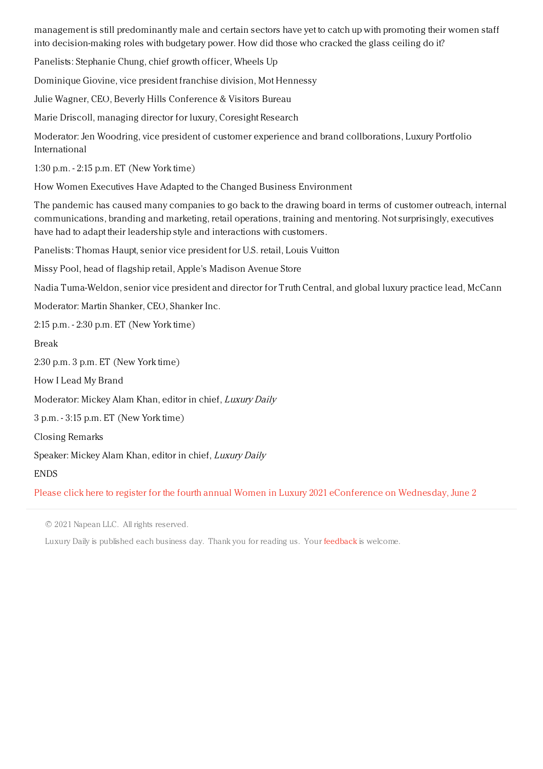management is still predominantly male and certain sectors have yet to catch up with promoting their women staff into decision-making roles with budgetary power. How did those who cracked the glass ceiling do it?

Panelists: Stephanie Chung, chief growth officer, Wheels Up

Dominique Giovine, vice president franchise division, Mot Hennessy

Julie Wagner, CEO, Beverly Hills Conference & Visitors Bureau

Marie Driscoll, managing director for luxury, Coresight Research

Moderator: Jen Woodring, vice president of customer experience and brand collborations, Luxury Portfolio International

1:30 p.m. - 2:15 p.m. ET (New York time)

How Women Executives Have Adapted to the Changed Business Environment

The pandemic has caused many companies to go back to the drawing board in terms of customer outreach, internal communications, branding and marketing, retail operations, training and mentoring. Not surprisingly, executives have had to adapt their leadership style and interactions with customers.

Panelists: Thomas Haupt, senior vice president for U.S. retail, Louis Vuitton

Missy Pool, head of flagship retail, Apple's Madison Avenue Store

Nadia Tuma-Weldon, senior vice president and director for Truth Central, and global luxury practice lead, McCann

Moderator: Martin Shanker, CEO, Shanker Inc.

2:15 p.m. - 2:30 p.m. ET (New York time)

Break

2:30 p.m. 3 p.m. ET (New York time)

How I Lead My Brand

Moderator: Mickey Alam Khan, editor in chief, *Luxury Daily*

3 p.m. - 3:15 p.m. ET (New York time)

Closing Remarks

Speaker: Mickey Alam Khan, editor in chief, *Luxury Daily*

ENDS

Please click here to register for the fourth annual Women in Luxury 2021 eConference on Wednesday, June 2

© 2021 Napean LLC. All rights reserved.

Luxury Daily is published each business day. Thank you for reading us. Your feedback is welcome.